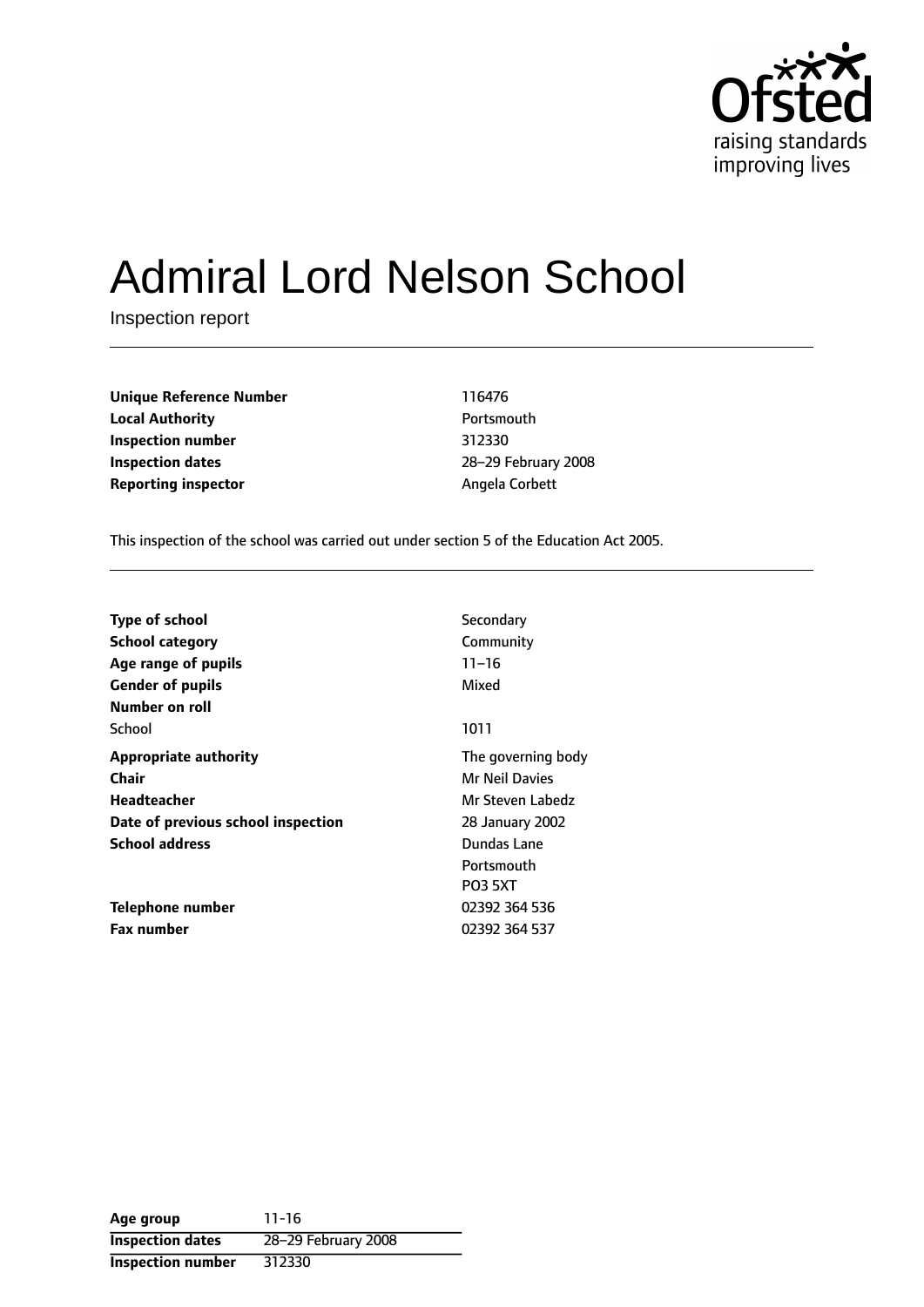# Admiral Lord Nelson School

Inspection report

| | |
|---|---|
| **Unique Reference Number** | 116476 |
| **Local Authority** | Portsmouth |
| **Inspection number** | 312330 |
| **Inspection dates** | 28–29 February 2008 |
| **Reporting inspector** | Angela Corbett |

This inspection of the school was carried out under section 5 of the Education Act 2005.

| | |
|---|---|
| **Type of school** | Secondary |
| **School category** | Community |
| **Age range of pupils** | 11–16 |
| **Gender of pupils** | Mixed |
| **Number on roll** | |
| School | 1011 |
| **Appropriate authority** | The governing body |
| **Chair** | Mr Neil Davies |
| **Headteacher** | Mr Steven Labedz |
| **Date of previous school inspection** | 28 January 2002 |
| **School address** | Dundas Lane<br>Portsmouth<br>PO3 5XT |
| **Telephone number** | 02392 364 536 |
| **Fax number** | 02392 364 537 |

| | |
|---|---|
| **Age group** | 11-16 |
| **Inspection dates** | 28–29 February 2008 |
| **Inspection number** | 312330 |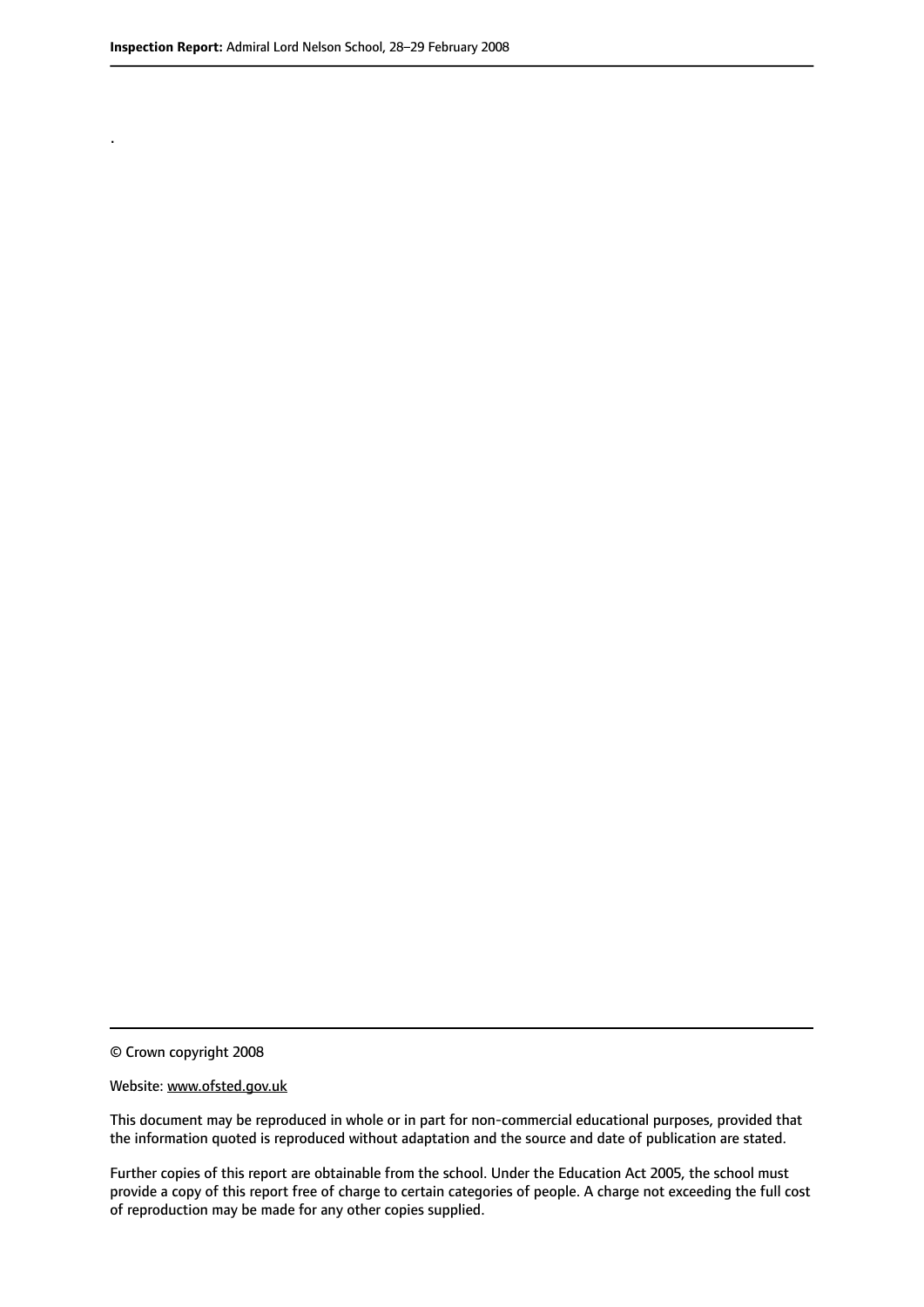.

© Crown copyright 2008

Website: www.ofsted.gov.uk

This document may be reproduced in whole or in part for non-commercial educational purposes, provided that the information quoted is reproduced without adaptation and the source and date of publication are stated.

Further copies of this report are obtainable from the school. Under the Education Act 2005, the school must provide a copy of this report free of charge to certain categories of people. A charge not exceeding the full cost of reproduction may be made for any other copies supplied.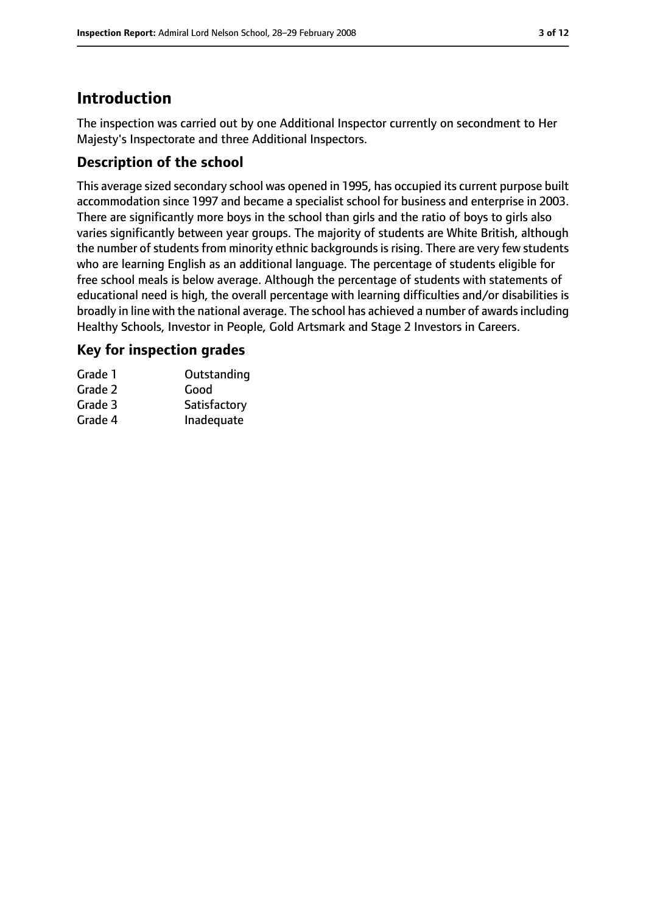# Introduction

The inspection was carried out by one Additional Inspector currently on secondment to Her Majesty's Inspectorate and three Additional Inspectors.

## Description of the school

This average sized secondary school was opened in 1995, has occupied its current purpose built accommodation since 1997 and became a specialist school for business and enterprise in 2003. There are significantly more boys in the school than girls and the ratio of boys to girls also varies significantly between year groups. The majority of students are White British, although the number of students from minority ethnic backgrounds is rising. There are very few students who are learning English as an additional language. The percentage of students eligible for free school meals is below average. Although the percentage of students with statements of educational need is high, the overall percentage with learning difficulties and/or disabilities is broadly in line with the national average. The school has achieved a number of awards including Healthy Schools, Investor in People, Gold Artsmark and Stage 2 Investors in Careers.

## Key for inspection grades

| | |
|---|---|
| Grade 1 | Outstanding |
| Grade 2 | Good |
| Grade 3 | Satisfactory |
| Grade 4 | Inadequate |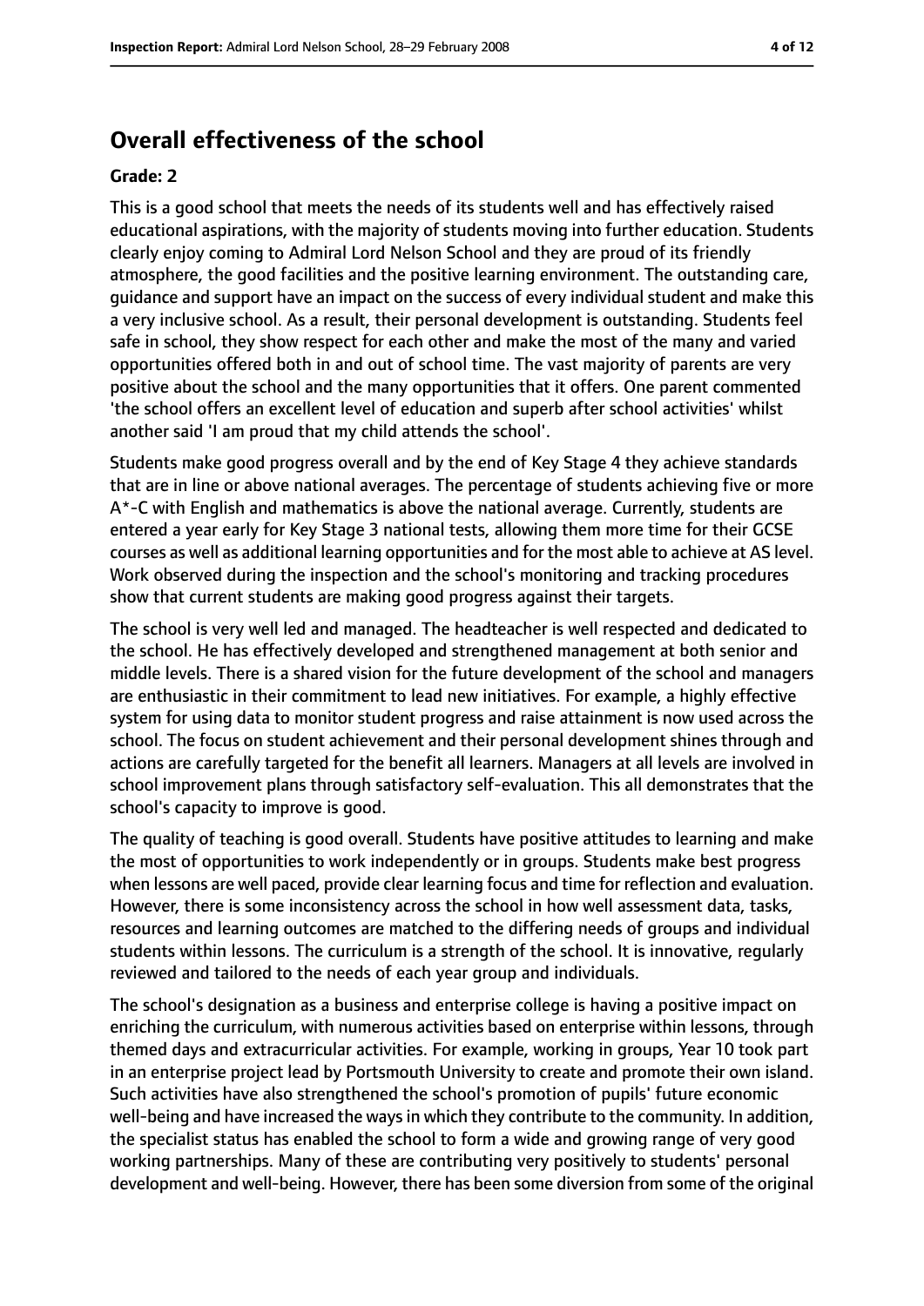## Overall effectiveness of the school

**Grade: 2**

This is a good school that meets the needs of its students well and has effectively raised educational aspirations, with the majority of students moving into further education. Students clearly enjoy coming to Admiral Lord Nelson School and they are proud of its friendly atmosphere, the good facilities and the positive learning environment. The outstanding care, guidance and support have an impact on the success of every individual student and make this a very inclusive school. As a result, their personal development is outstanding. Students feel safe in school, they show respect for each other and make the most of the many and varied opportunities offered both in and out of school time. The vast majority of parents are very positive about the school and the many opportunities that it offers. One parent commented 'the school offers an excellent level of education and superb after school activities' whilst another said 'I am proud that my child attends the school'.

Students make good progress overall and by the end of Key Stage 4 they achieve standards that are in line or above national averages. The percentage of students achieving five or more A*-C with English and mathematics is above the national average. Currently, students are entered a year early for Key Stage 3 national tests, allowing them more time for their GCSE courses as well as additional learning opportunities and for the most able to achieve at AS level. Work observed during the inspection and the school's monitoring and tracking procedures show that current students are making good progress against their targets.

The school is very well led and managed. The headteacher is well respected and dedicated to the school. He has effectively developed and strengthened management at both senior and middle levels. There is a shared vision for the future development of the school and managers are enthusiastic in their commitment to lead new initiatives. For example, a highly effective system for using data to monitor student progress and raise attainment is now used across the school. The focus on student achievement and their personal development shines through and actions are carefully targeted for the benefit all learners. Managers at all levels are involved in school improvement plans through satisfactory self-evaluation. This all demonstrates that the school's capacity to improve is good.

The quality of teaching is good overall. Students have positive attitudes to learning and make the most of opportunities to work independently or in groups. Students make best progress when lessons are well paced, provide clear learning focus and time for reflection and evaluation. However, there is some inconsistency across the school in how well assessment data, tasks, resources and learning outcomes are matched to the differing needs of groups and individual students within lessons. The curriculum is a strength of the school. It is innovative, regularly reviewed and tailored to the needs of each year group and individuals.

The school's designation as a business and enterprise college is having a positive impact on enriching the curriculum, with numerous activities based on enterprise within lessons, through themed days and extracurricular activities. For example, working in groups, Year 10 took part in an enterprise project lead by Portsmouth University to create and promote their own island. Such activities have also strengthened the school's promotion of pupils' future economic well-being and have increased the ways in which they contribute to the community. In addition, the specialist status has enabled the school to form a wide and growing range of very good working partnerships. Many of these are contributing very positively to students' personal development and well-being. However, there has been some diversion from some of the original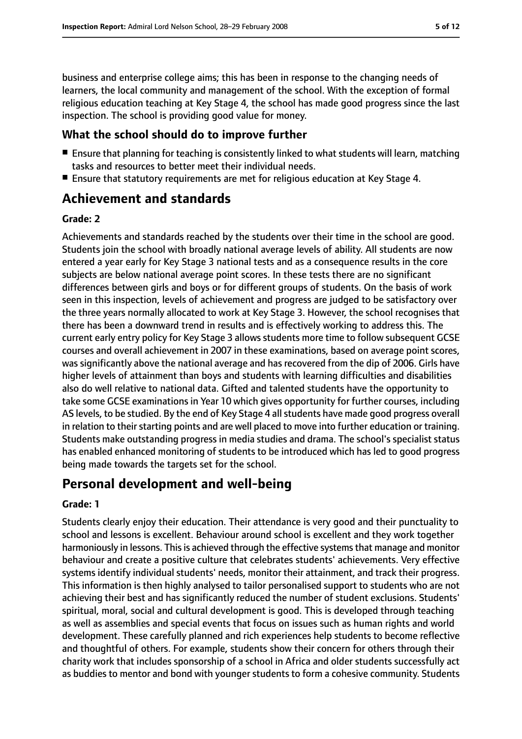business and enterprise college aims; this has been in response to the changing needs of learners, the local community and management of the school. With the exception of formal religious education teaching at Key Stage 4, the school has made good progress since the last inspection. The school is providing good value for money.

## What the school should do to improve further

- Ensure that planning for teaching is consistently linked to what students will learn, matching tasks and resources to better meet their individual needs.
- Ensure that statutory requirements are met for religious education at Key Stage 4.

# Achievement and standards

**Grade: 2**

Achievements and standards reached by the students over their time in the school are good. Students join the school with broadly national average levels of ability. All students are now entered a year early for Key Stage 3 national tests and as a consequence results in the core subjects are below national average point scores. In these tests there are no significant differences between girls and boys or for different groups of students. On the basis of work seen in this inspection, levels of achievement and progress are judged to be satisfactory over the three years normally allocated to work at Key Stage 3. However, the school recognises that there has been a downward trend in results and is effectively working to address this. The current early entry policy for Key Stage 3 allows students more time to follow subsequent GCSE courses and overall achievement in 2007 in these examinations, based on average point scores, was significantly above the national average and has recovered from the dip of 2006. Girls have higher levels of attainment than boys and students with learning difficulties and disabilities also do well relative to national data. Gifted and talented students have the opportunity to take some GCSE examinations in Year 10 which gives opportunity for further courses, including AS levels, to be studied. By the end of Key Stage 4 all students have made good progress overall in relation to their starting points and are well placed to move into further education or training. Students make outstanding progress in media studies and drama. The school's specialist status has enabled enhanced monitoring of students to be introduced which has led to good progress being made towards the targets set for the school.

# Personal development and well-being

**Grade: 1**

Students clearly enjoy their education. Their attendance is very good and their punctuality to school and lessons is excellent. Behaviour around school is excellent and they work together harmoniously in lessons. This is achieved through the effective systems that manage and monitor behaviour and create a positive culture that celebrates students' achievements. Very effective systems identify individual students' needs, monitor their attainment, and track their progress. This information is then highly analysed to tailor personalised support to students who are not achieving their best and has significantly reduced the number of student exclusions. Students' spiritual, moral, social and cultural development is good. This is developed through teaching as well as assemblies and special events that focus on issues such as human rights and world development. These carefully planned and rich experiences help students to become reflective and thoughtful of others. For example, students show their concern for others through their charity work that includes sponsorship of a school in Africa and older students successfully act as buddies to mentor and bond with younger students to form a cohesive community. Students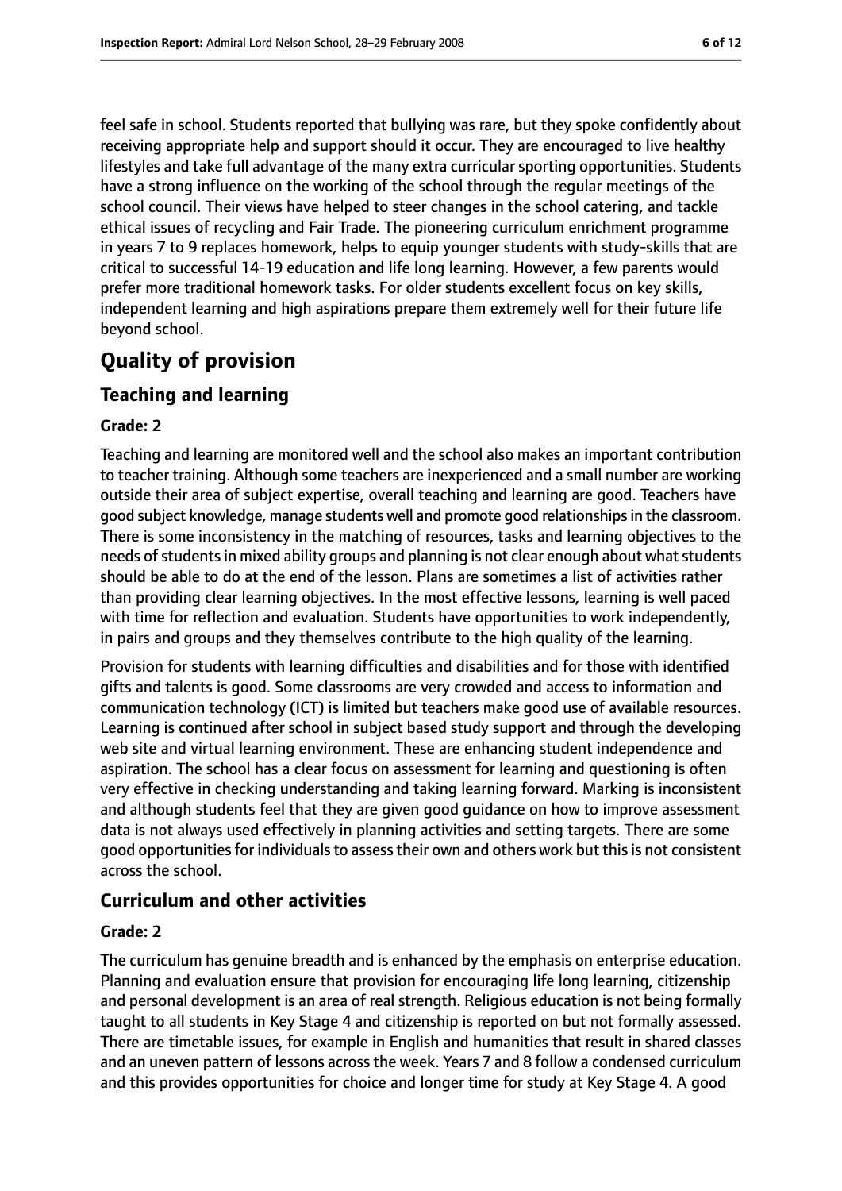feel safe in school. Students reported that bullying was rare, but they spoke confidently about receiving appropriate help and support should it occur. They are encouraged to live healthy lifestyles and take full advantage of the many extra curricular sporting opportunities. Students have a strong influence on the working of the school through the regular meetings of the school council. Their views have helped to steer changes in the school catering, and tackle ethical issues of recycling and Fair Trade. The pioneering curriculum enrichment programme in years 7 to 9 replaces homework, helps to equip younger students with study-skills that are critical to successful 14-19 education and life long learning. However, a few parents would prefer more traditional homework tasks. For older students excellent focus on key skills, independent learning and high aspirations prepare them extremely well for their future life beyond school.

# Quality of provision

## Teaching and learning

### Grade: 2

Teaching and learning are monitored well and the school also makes an important contribution to teacher training. Although some teachers are inexperienced and a small number are working outside their area of subject expertise, overall teaching and learning are good. Teachers have good subject knowledge, manage students well and promote good relationships in the classroom. There is some inconsistency in the matching of resources, tasks and learning objectives to the needs of students in mixed ability groups and planning is not clear enough about what students should be able to do at the end of the lesson. Plans are sometimes a list of activities rather than providing clear learning objectives. In the most effective lessons, learning is well paced with time for reflection and evaluation. Students have opportunities to work independently, in pairs and groups and they themselves contribute to the high quality of the learning.

Provision for students with learning difficulties and disabilities and for those with identified gifts and talents is good. Some classrooms are very crowded and access to information and communication technology (ICT) is limited but teachers make good use of available resources. Learning is continued after school in subject based study support and through the developing web site and virtual learning environment. These are enhancing student independence and aspiration. The school has a clear focus on assessment for learning and questioning is often very effective in checking understanding and taking learning forward. Marking is inconsistent and although students feel that they are given good guidance on how to improve assessment data is not always used effectively in planning activities and setting targets. There are some good opportunities for individuals to assess their own and others work but this is not consistent across the school.

## Curriculum and other activities

### Grade: 2

The curriculum has genuine breadth and is enhanced by the emphasis on enterprise education. Planning and evaluation ensure that provision for encouraging life long learning, citizenship and personal development is an area of real strength. Religious education is not being formally taught to all students in Key Stage 4 and citizenship is reported on but not formally assessed. There are timetable issues, for example in English and humanities that result in shared classes and an uneven pattern of lessons across the week. Years 7 and 8 follow a condensed curriculum and this provides opportunities for choice and longer time for study at Key Stage 4. A good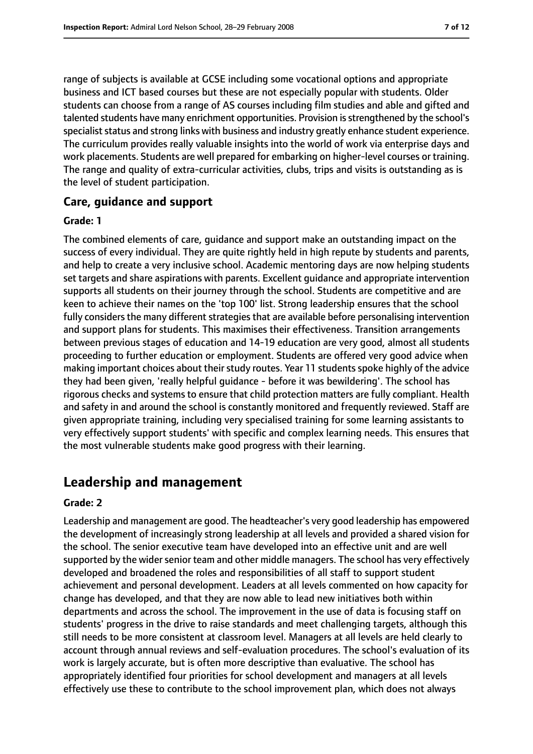range of subjects is available at GCSE including some vocational options and appropriate business and ICT based courses but these are not especially popular with students. Older students can choose from a range of AS courses including film studies and able and gifted and talented students have many enrichment opportunities. Provision is strengthened by the school's specialist status and strong links with business and industry greatly enhance student experience. The curriculum provides really valuable insights into the world of work via enterprise days and work placements. Students are well prepared for embarking on higher-level courses or training. The range and quality of extra-curricular activities, clubs, trips and visits is outstanding as is the level of student participation.

### Care, guidance and support

#### Grade: 1

The combined elements of care, guidance and support make an outstanding impact on the success of every individual. They are quite rightly held in high repute by students and parents, and help to create a very inclusive school. Academic mentoring days are now helping students set targets and share aspirations with parents. Excellent guidance and appropriate intervention supports all students on their journey through the school. Students are competitive and are keen to achieve their names on the 'top 100' list. Strong leadership ensures that the school fully considers the many different strategies that are available before personalising intervention and support plans for students. This maximises their effectiveness. Transition arrangements between previous stages of education and 14-19 education are very good, almost all students proceeding to further education or employment. Students are offered very good advice when making important choices about their study routes. Year 11 students spoke highly of the advice they had been given, 'really helpful guidance - before it was bewildering'. The school has rigorous checks and systems to ensure that child protection matters are fully compliant. Health and safety in and around the school is constantly monitored and frequently reviewed. Staff are given appropriate training, including very specialised training for some learning assistants to very effectively support students' with specific and complex learning needs. This ensures that the most vulnerable students make good progress with their learning.

## Leadership and management

#### Grade: 2

Leadership and management are good. The headteacher's very good leadership has empowered the development of increasingly strong leadership at all levels and provided a shared vision for the school. The senior executive team have developed into an effective unit and are well supported by the wider senior team and other middle managers. The school has very effectively developed and broadened the roles and responsibilities of all staff to support student achievement and personal development. Leaders at all levels commented on how capacity for change has developed, and that they are now able to lead new initiatives both within departments and across the school. The improvement in the use of data is focusing staff on students' progress in the drive to raise standards and meet challenging targets, although this still needs to be more consistent at classroom level. Managers at all levels are held clearly to account through annual reviews and self-evaluation procedures. The school's evaluation of its work is largely accurate, but is often more descriptive than evaluative. The school has appropriately identified four priorities for school development and managers at all levels effectively use these to contribute to the school improvement plan, which does not always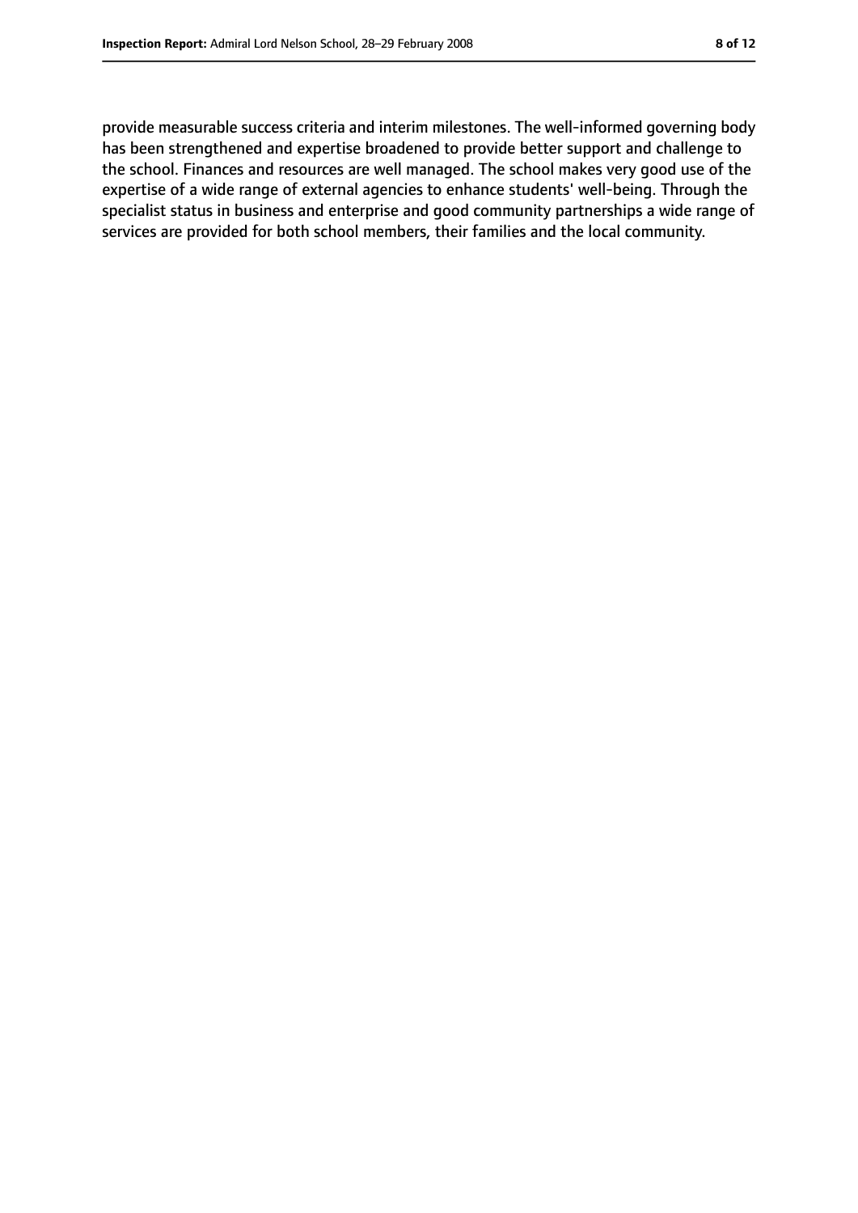provide measurable success criteria and interim milestones. The well-informed governing body has been strengthened and expertise broadened to provide better support and challenge to the school. Finances and resources are well managed. The school makes very good use of the expertise of a wide range of external agencies to enhance students' well-being. Through the specialist status in business and enterprise and good community partnerships a wide range of services are provided for both school members, their families and the local community.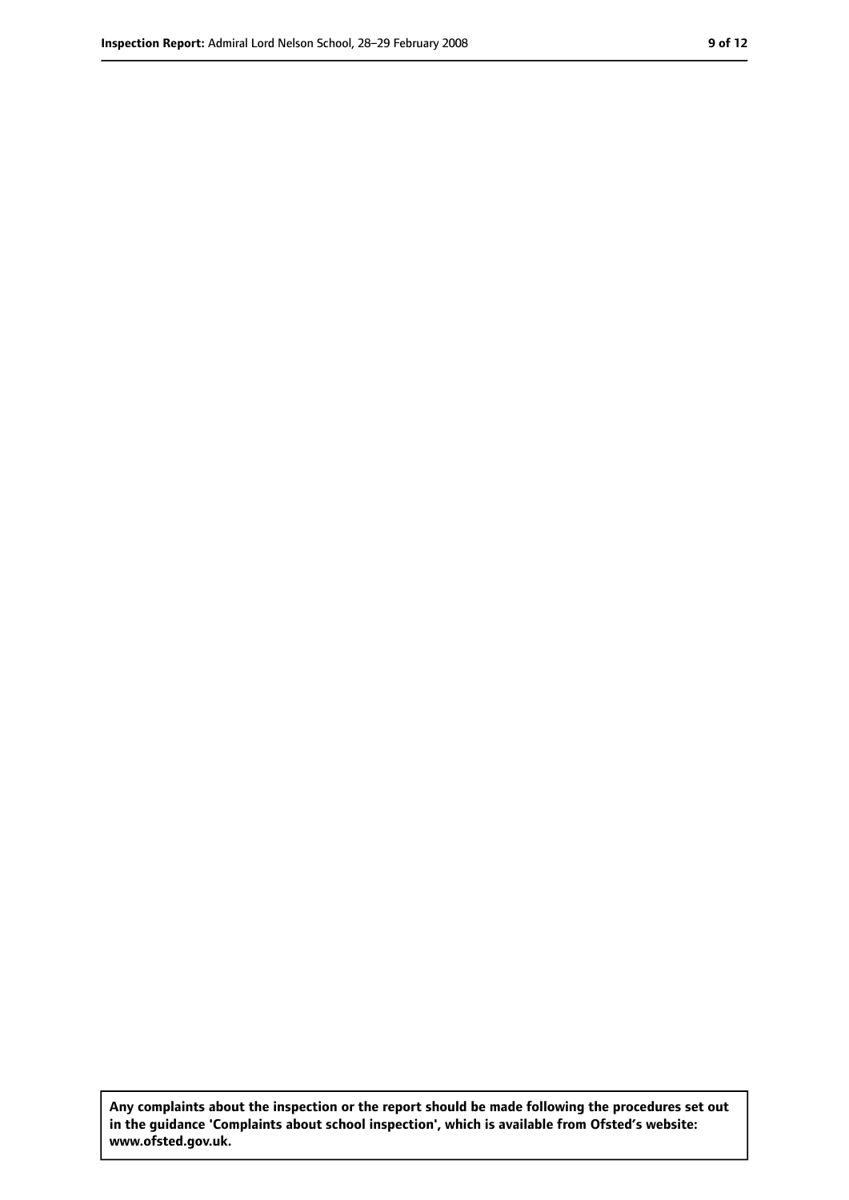**Any complaints about the inspection or the report should be made following the procedures set out in the guidance 'Complaints about school inspection', which is available from Ofsted's website: www.ofsted.gov.uk.**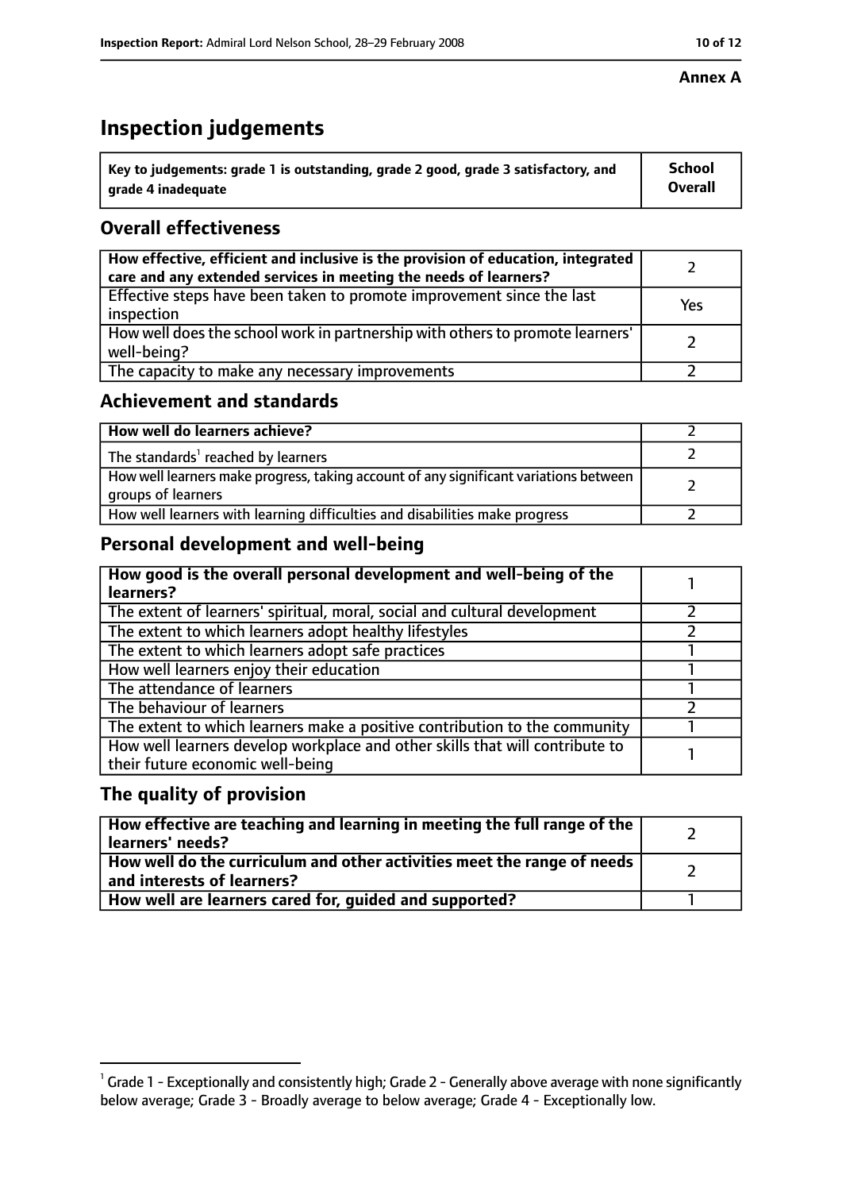**Annex A**

# Inspection judgements

| Key to judgements: grade 1 is outstanding, grade 2 good, grade 3 satisfactory, and grade 4 inadequate | School Overall |
|---|---|

## Overall effectiveness

| | |
|---|---|
| **How effective, efficient and inclusive is the provision of education, integrated care and any extended services in meeting the needs of learners?** | 2 |
| Effective steps have been taken to promote improvement since the last inspection | Yes |
| How well does the school work in partnership with others to promote learners' well-being? | 2 |
| The capacity to make any necessary improvements | 2 |

## Achievement and standards

| | |
|---|---|
| **How well do learners achieve?** | 2 |
| The standards[1] reached by learners | 2 |
| How well learners make progress, taking account of any significant variations between groups of learners | 2 |
| How well learners with learning difficulties and disabilities make progress | 2 |

## Personal development and well-being

| | |
|---|---|
| **How good is the overall personal development and well-being of the learners?** | 1 |
| The extent of learners' spiritual, moral, social and cultural development | 2 |
| The extent to which learners adopt healthy lifestyles | 2 |
| The extent to which learners adopt safe practices | 1 |
| How well learners enjoy their education | 1 |
| The attendance of learners | 1 |
| The behaviour of learners | 2 |
| The extent to which learners make a positive contribution to the community | 1 |
| How well learners develop workplace and other skills that will contribute to their future economic well-being | 1 |

## The quality of provision

| | |
|---|---|
| **How effective are teaching and learning in meeting the full range of the learners' needs?** | 2 |
| **How well do the curriculum and other activities meet the range of needs and interests of learners?** | 2 |
| **How well are learners cared for, guided and supported?** | 1 |

[1] Grade 1 - Exceptionally and consistently high; Grade 2 - Generally above average with none significantly below average; Grade 3 - Broadly average to below average; Grade 4 - Exceptionally low.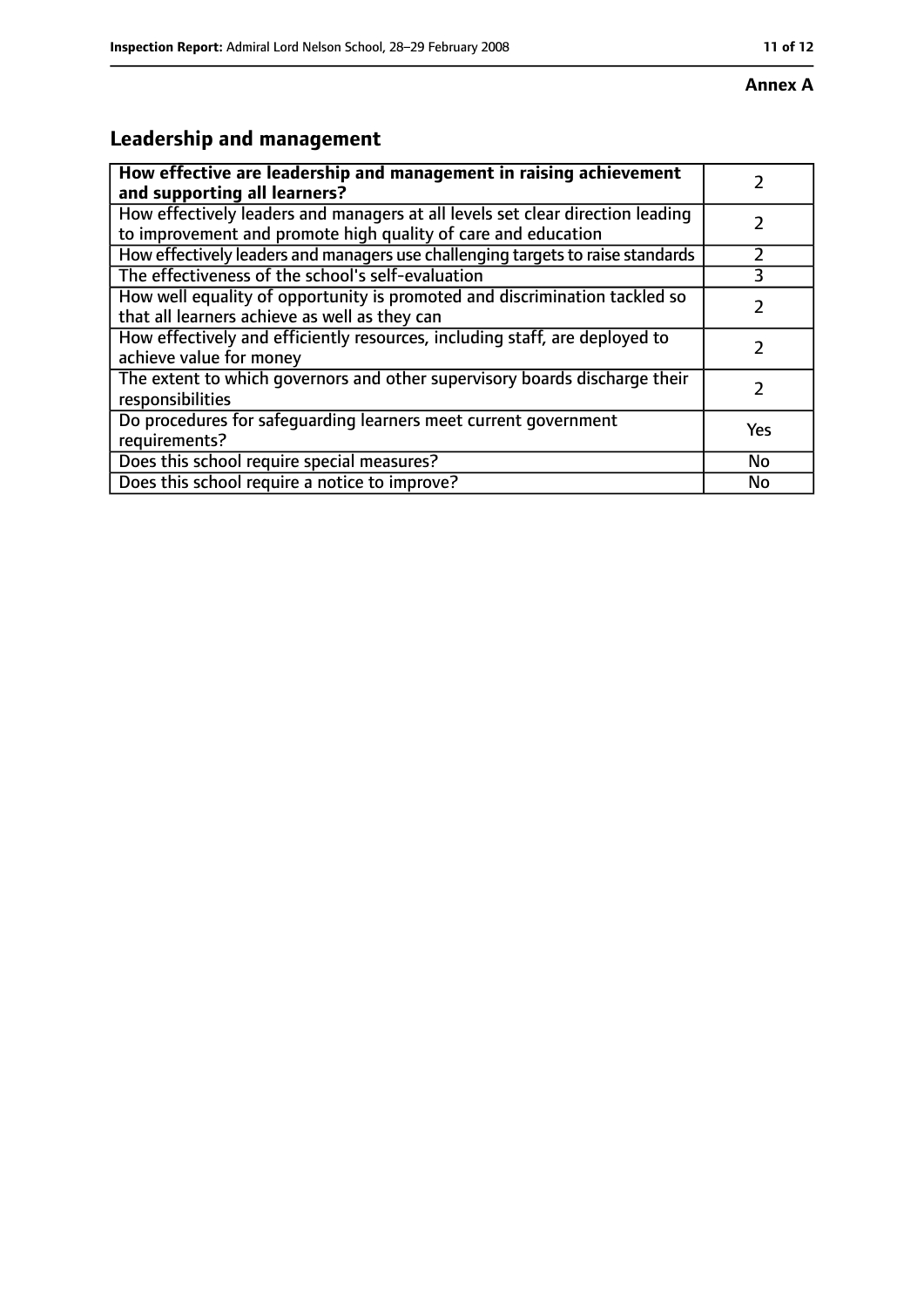**Annex A**

## Leadership and management

| | |
|---|---|
| **How effective are leadership and management in raising achievement and supporting all learners?** | 2 |
| How effectively leaders and managers at all levels set clear direction leading to improvement and promote high quality of care and education | 2 |
| How effectively leaders and managers use challenging targets to raise standards | 2 |
| The effectiveness of the school's self-evaluation | 3 |
| How well equality of opportunity is promoted and discrimination tackled so that all learners achieve as well as they can | 2 |
| How effectively and efficiently resources, including staff, are deployed to achieve value for money | 2 |
| The extent to which governors and other supervisory boards discharge their responsibilities | 2 |
| Do procedures for safeguarding learners meet current government requirements? | Yes |
| Does this school require special measures? | No |
| Does this school require a notice to improve? | No |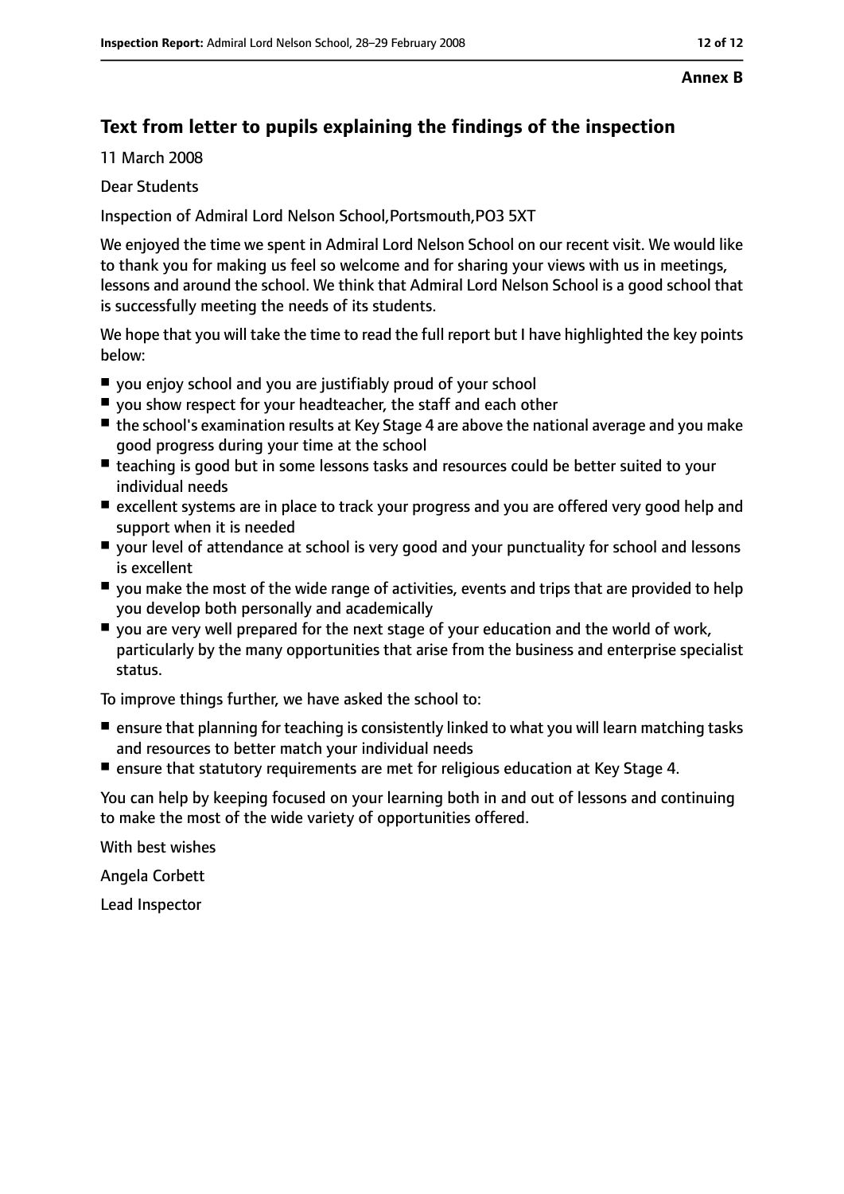**Annex B**

## Text from letter to pupils explaining the findings of the inspection

11 March 2008

Dear Students

Inspection of Admiral Lord Nelson School,Portsmouth,PO3 5XT

We enjoyed the time we spent in Admiral Lord Nelson School on our recent visit. We would like to thank you for making us feel so welcome and for sharing your views with us in meetings, lessons and around the school. We think that Admiral Lord Nelson School is a good school that is successfully meeting the needs of its students.

We hope that you will take the time to read the full report but I have highlighted the key points below:

- you enjoy school and you are justifiably proud of your school
- you show respect for your headteacher, the staff and each other
- the school's examination results at Key Stage 4 are above the national average and you make good progress during your time at the school
- teaching is good but in some lessons tasks and resources could be better suited to your individual needs
- excellent systems are in place to track your progress and you are offered very good help and support when it is needed
- your level of attendance at school is very good and your punctuality for school and lessons is excellent
- you make the most of the wide range of activities, events and trips that are provided to help you develop both personally and academically
- you are very well prepared for the next stage of your education and the world of work, particularly by the many opportunities that arise from the business and enterprise specialist status.

To improve things further, we have asked the school to:

- ensure that planning for teaching is consistently linked to what you will learn matching tasks and resources to better match your individual needs
- ensure that statutory requirements are met for religious education at Key Stage 4.

You can help by keeping focused on your learning both in and out of lessons and continuing to make the most of the wide variety of opportunities offered.

With best wishes

Angela Corbett

Lead Inspector